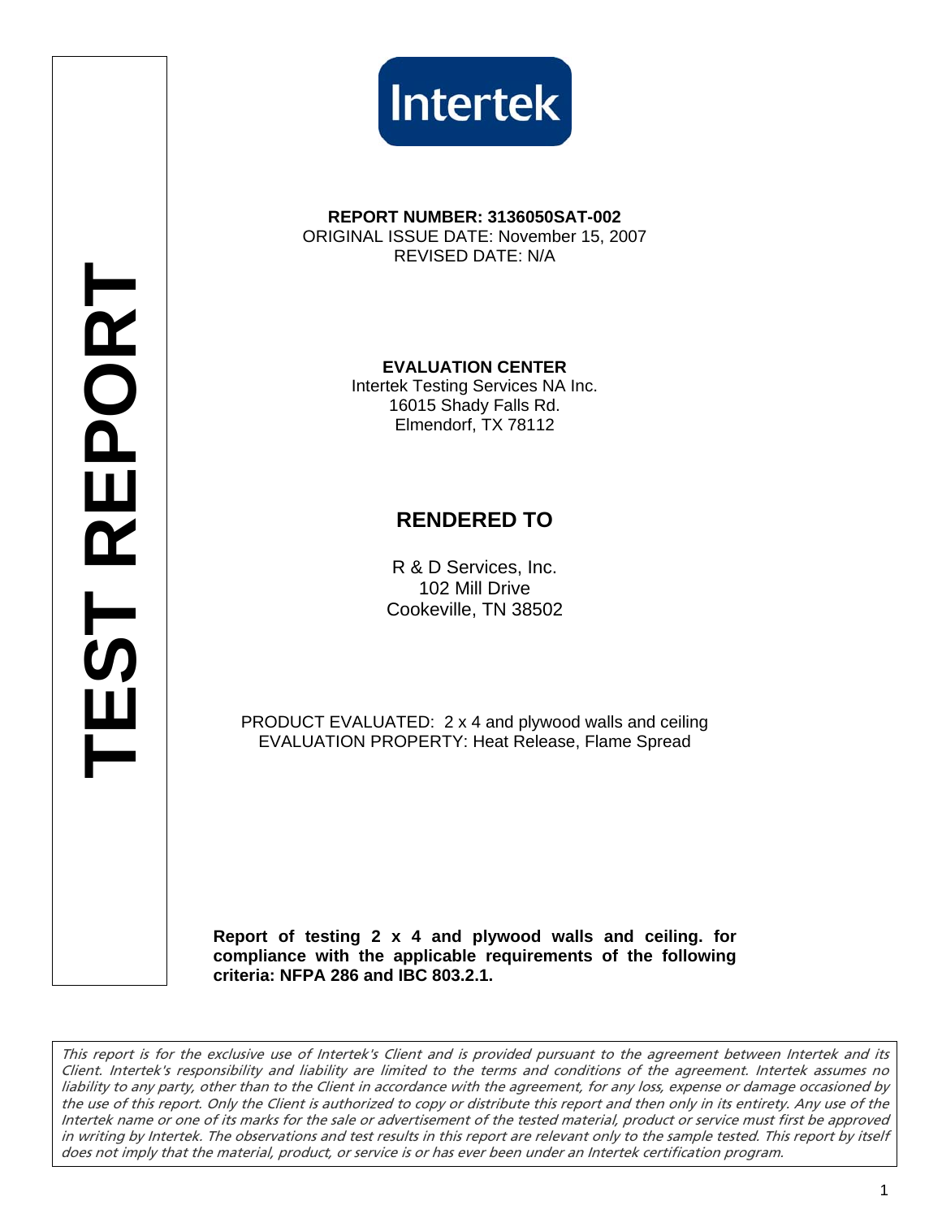**TEST REPORT**

Intertek

**REPORT NUMBER: 3136050SAT-002**
ORIGINAL ISSUE DATE: November 15, 2007
REVISED DATE: N/A

**EVALUATION CENTER**
Intertek Testing Services NA Inc.
16015 Shady Falls Rd.
Elmendorf, TX 78112

## RENDERED TO

R & D Services, Inc.
102 Mill Drive
Cookeville, TN 38502

PRODUCT EVALUATED: 2 x 4 and plywood walls and ceiling
EVALUATION PROPERTY: Heat Release, Flame Spread

**Report of testing 2 x 4 and plywood walls and ceiling. for compliance with the applicable requirements of the following criteria: NFPA 286 and IBC 803.2.1.**

*This report is for the exclusive use of Intertek's Client and is provided pursuant to the agreement between Intertek and its Client. Intertek's responsibility and liability are limited to the terms and conditions of the agreement. Intertek assumes no liability to any party, other than to the Client in accordance with the agreement, for any loss, expense or damage occasioned by the use of this report. Only the Client is authorized to copy or distribute this report and then only in its entirety. Any use of the Intertek name or one of its marks for the sale or advertisement of the tested material, product or service must first be approved in writing by Intertek. The observations and test results in this report are relevant only to the sample tested. This report by itself does not imply that the material, product, or service is or has ever been under an Intertek certification program.*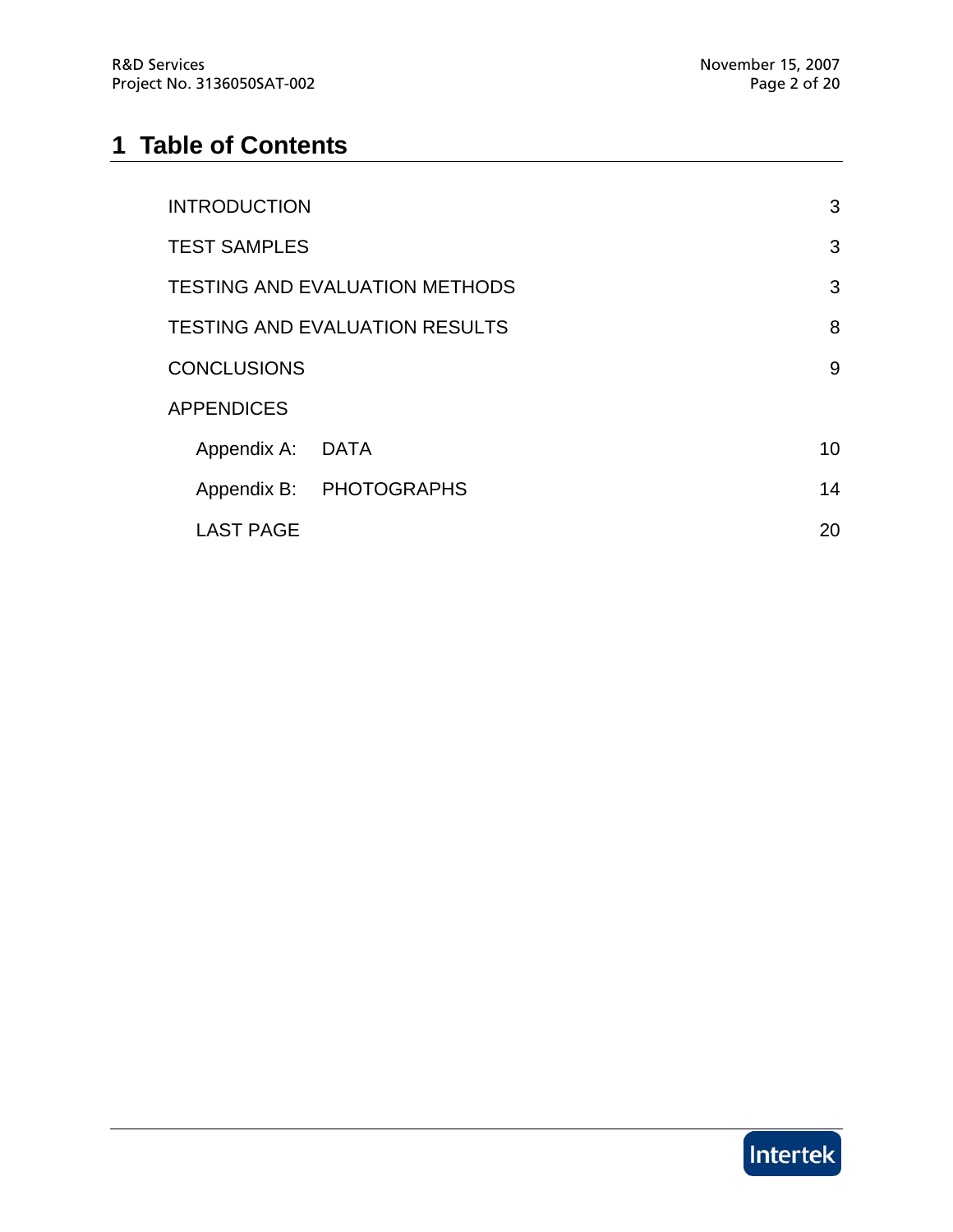# 1 Table of Contents

| | |
|---|---|
| INTRODUCTION | 3 |
| TEST SAMPLES | 3 |
| TESTING AND EVALUATION METHODS | 3 |
| TESTING AND EVALUATION RESULTS | 8 |
| CONCLUSIONS | 9 |
| APPENDICES | |
| Appendix A: DATA | 10 |
| Appendix B: PHOTOGRAPHS | 14 |
| LAST PAGE | 20 |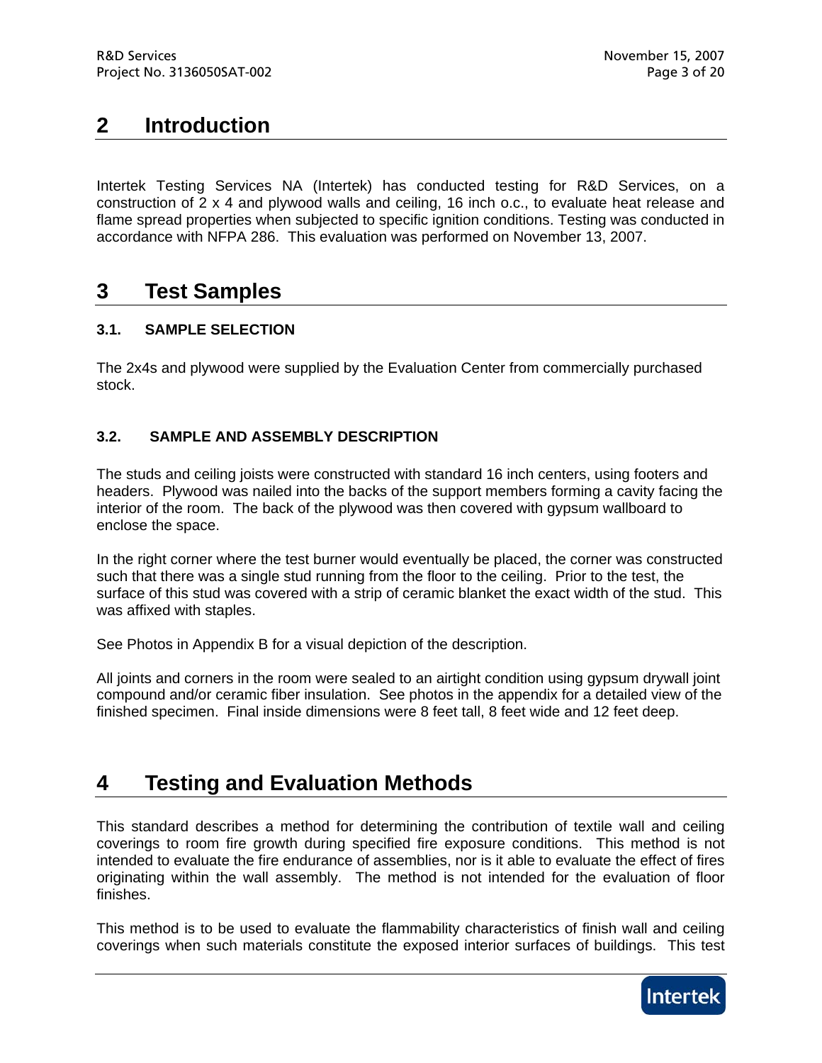# 2 Introduction

Intertek Testing Services NA (Intertek) has conducted testing for R&D Services, on a construction of 2 x 4 and plywood walls and ceiling, 16 inch o.c., to evaluate heat release and flame spread properties when subjected to specific ignition conditions. Testing was conducted in accordance with NFPA 286. This evaluation was performed on November 13, 2007.

# 3 Test Samples

### 3.1. SAMPLE SELECTION

The 2x4s and plywood were supplied by the Evaluation Center from commercially purchased stock.

### 3.2. SAMPLE AND ASSEMBLY DESCRIPTION

The studs and ceiling joists were constructed with standard 16 inch centers, using footers and headers. Plywood was nailed into the backs of the support members forming a cavity facing the interior of the room. The back of the plywood was then covered with gypsum wallboard to enclose the space.

In the right corner where the test burner would eventually be placed, the corner was constructed such that there was a single stud running from the floor to the ceiling. Prior to the test, the surface of this stud was covered with a strip of ceramic blanket the exact width of the stud. This was affixed with staples.

See Photos in Appendix B for a visual depiction of the description.

All joints and corners in the room were sealed to an airtight condition using gypsum drywall joint compound and/or ceramic fiber insulation. See photos in the appendix for a detailed view of the finished specimen. Final inside dimensions were 8 feet tall, 8 feet wide and 12 feet deep.

# 4 Testing and Evaluation Methods

This standard describes a method for determining the contribution of textile wall and ceiling coverings to room fire growth during specified fire exposure conditions. This method is not intended to evaluate the fire endurance of assemblies, nor is it able to evaluate the effect of fires originating within the wall assembly. The method is not intended for the evaluation of floor finishes.

This method is to be used to evaluate the flammability characteristics of finish wall and ceiling coverings when such materials constitute the exposed interior surfaces of buildings. This test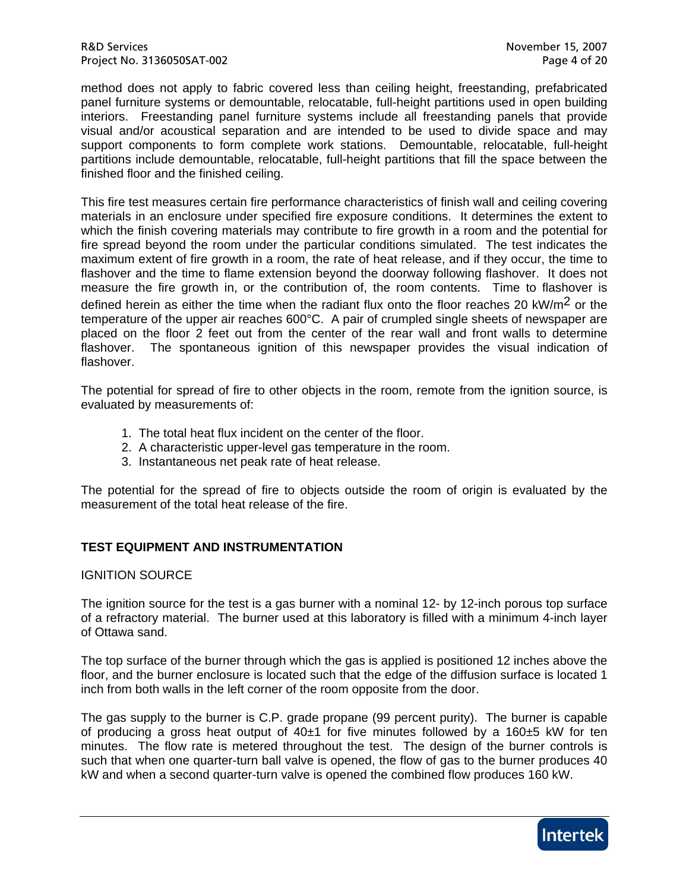method does not apply to fabric covered less than ceiling height, freestanding, prefabricated panel furniture systems or demountable, relocatable, full-height partitions used in open building interiors. Freestanding panel furniture systems include all freestanding panels that provide visual and/or acoustical separation and are intended to be used to divide space and may support components to form complete work stations. Demountable, relocatable, full-height partitions include demountable, relocatable, full-height partitions that fill the space between the finished floor and the finished ceiling.

This fire test measures certain fire performance characteristics of finish wall and ceiling covering materials in an enclosure under specified fire exposure conditions. It determines the extent to which the finish covering materials may contribute to fire growth in a room and the potential for fire spread beyond the room under the particular conditions simulated. The test indicates the maximum extent of fire growth in a room, the rate of heat release, and if they occur, the time to flashover and the time to flame extension beyond the doorway following flashover. It does not measure the fire growth in, or the contribution of, the room contents. Time to flashover is defined herein as either the time when the radiant flux onto the floor reaches 20 kW/$m^2$ or the temperature of the upper air reaches 600°C. A pair of crumpled single sheets of newspaper are placed on the floor 2 feet out from the center of the rear wall and front walls to determine flashover. The spontaneous ignition of this newspaper provides the visual indication of flashover.

The potential for spread of fire to other objects in the room, remote from the ignition source, is evaluated by measurements of:

1. The total heat flux incident on the center of the floor.
2. A characteristic upper-level gas temperature in the room.
3. Instantaneous net peak rate of heat release.

The potential for the spread of fire to objects outside the room of origin is evaluated by the measurement of the total heat release of the fire.

## TEST EQUIPMENT AND INSTRUMENTATION

### IGNITION SOURCE

The ignition source for the test is a gas burner with a nominal 12- by 12-inch porous top surface of a refractory material. The burner used at this laboratory is filled with a minimum 4-inch layer of Ottawa sand.

The top surface of the burner through which the gas is applied is positioned 12 inches above the floor, and the burner enclosure is located such that the edge of the diffusion surface is located 1 inch from both walls in the left corner of the room opposite from the door.

The gas supply to the burner is C.P. grade propane (99 percent purity). The burner is capable of producing a gross heat output of 40±1 for five minutes followed by a 160±5 kW for ten minutes. The flow rate is metered throughout the test. The design of the burner controls is such that when one quarter-turn ball valve is opened, the flow of gas to the burner produces 40 kW and when a second quarter-turn valve is opened the combined flow produces 160 kW.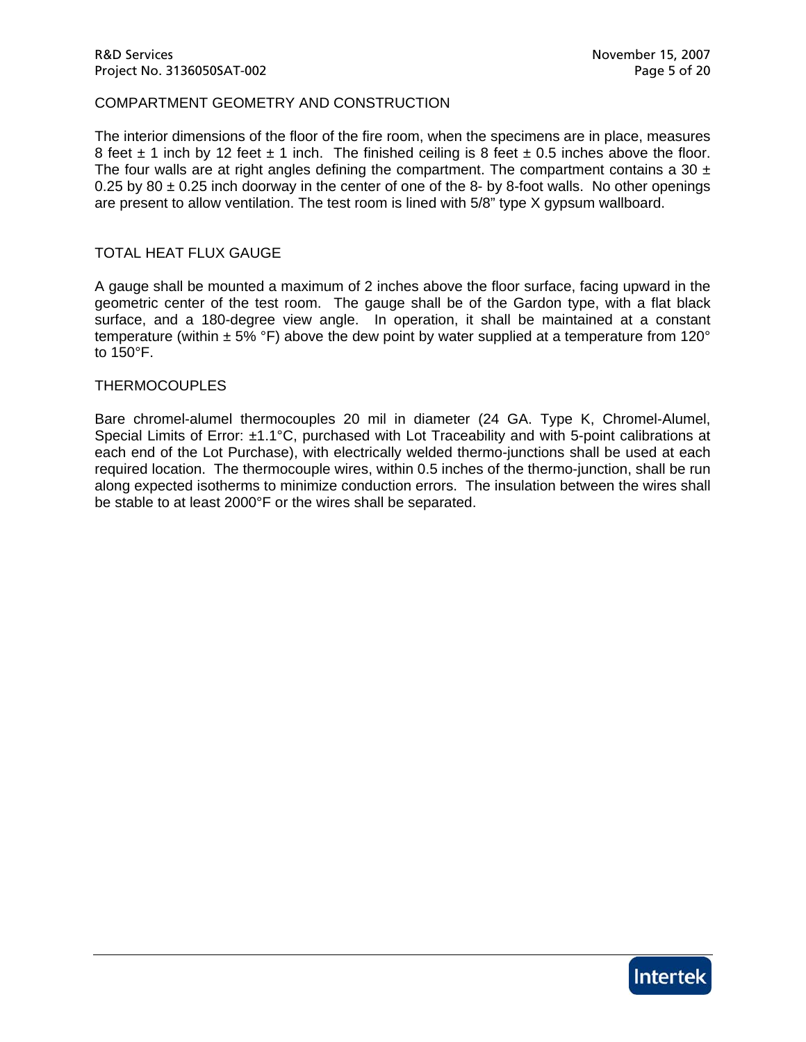## COMPARTMENT GEOMETRY AND CONSTRUCTION

The interior dimensions of the floor of the fire room, when the specimens are in place, measures 8 feet ± 1 inch by 12 feet ± 1 inch. The finished ceiling is 8 feet ± 0.5 inches above the floor. The four walls are at right angles defining the compartment. The compartment contains a 30 ± 0.25 by 80 ± 0.25 inch doorway in the center of one of the 8- by 8-foot walls. No other openings are present to allow ventilation. The test room is lined with 5/8" type X gypsum wallboard.

## TOTAL HEAT FLUX GAUGE

A gauge shall be mounted a maximum of 2 inches above the floor surface, facing upward in the geometric center of the test room. The gauge shall be of the Gardon type, with a flat black surface, and a 180-degree view angle. In operation, it shall be maintained at a constant temperature (within ± 5% °F) above the dew point by water supplied at a temperature from 120° to 150°F.

## THERMOCOUPLES

Bare chromel-alumel thermocouples 20 mil in diameter (24 GA. Type K, Chromel-Alumel, Special Limits of Error: ±1.1°C, purchased with Lot Traceability and with 5-point calibrations at each end of the Lot Purchase), with electrically welded thermo-junctions shall be used at each required location. The thermocouple wires, within 0.5 inches of the thermo-junction, shall be run along expected isotherms to minimize conduction errors. The insulation between the wires shall be stable to at least 2000°F or the wires shall be separated.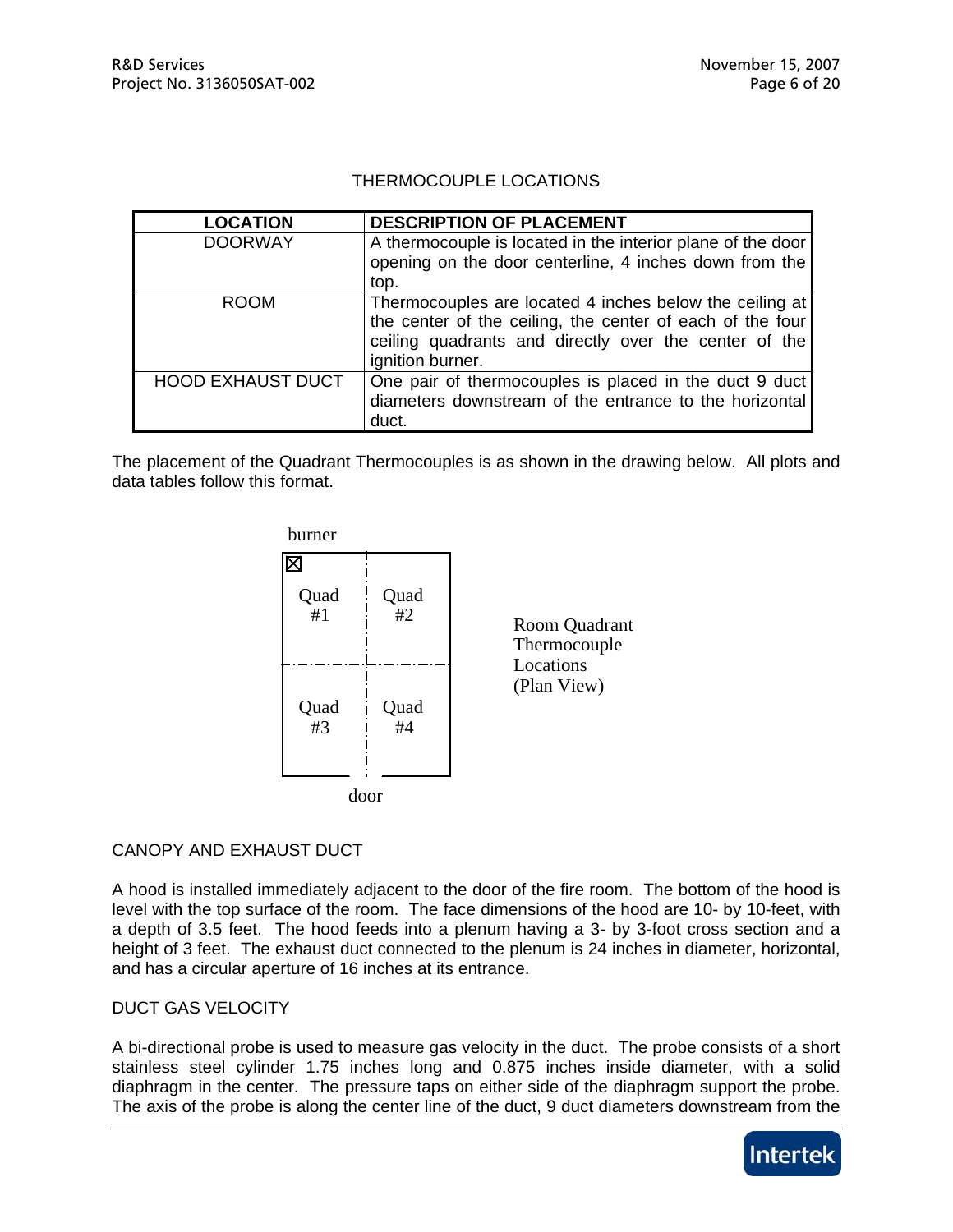## THERMOCOUPLE LOCATIONS

| LOCATION | DESCRIPTION OF PLACEMENT |
|---|---|
| DOORWAY | A thermocouple is located in the interior plane of the door opening on the door centerline, 4 inches down from the top. |
| ROOM | Thermocouples are located 4 inches below the ceiling at the center of the ceiling, the center of each of the four ceiling quadrants and directly over the center of the ignition burner. |
| HOOD EXHAUST DUCT | One pair of thermocouples is placed in the duct 9 duct diameters downstream of the entrance to the horizontal duct. |

The placement of the Quadrant Thermocouples is as shown in the drawing below. All plots and data tables follow this format.

burner

| Quad #1 | Quad #2 |
|---|---|
| Quad #3 | Quad #4 |

door

Room Quadrant Thermocouple Locations (Plan View)

## CANOPY AND EXHAUST DUCT

A hood is installed immediately adjacent to the door of the fire room. The bottom of the hood is level with the top surface of the room. The face dimensions of the hood are 10- by 10-feet, with a depth of 3.5 feet. The hood feeds into a plenum having a 3- by 3-foot cross section and a height of 3 feet. The exhaust duct connected to the plenum is 24 inches in diameter, horizontal, and has a circular aperture of 16 inches at its entrance.

## DUCT GAS VELOCITY

A bi-directional probe is used to measure gas velocity in the duct. The probe consists of a short stainless steel cylinder 1.75 inches long and 0.875 inches inside diameter, with a solid diaphragm in the center. The pressure taps on either side of the diaphragm support the probe. The axis of the probe is along the center line of the duct, 9 duct diameters downstream from the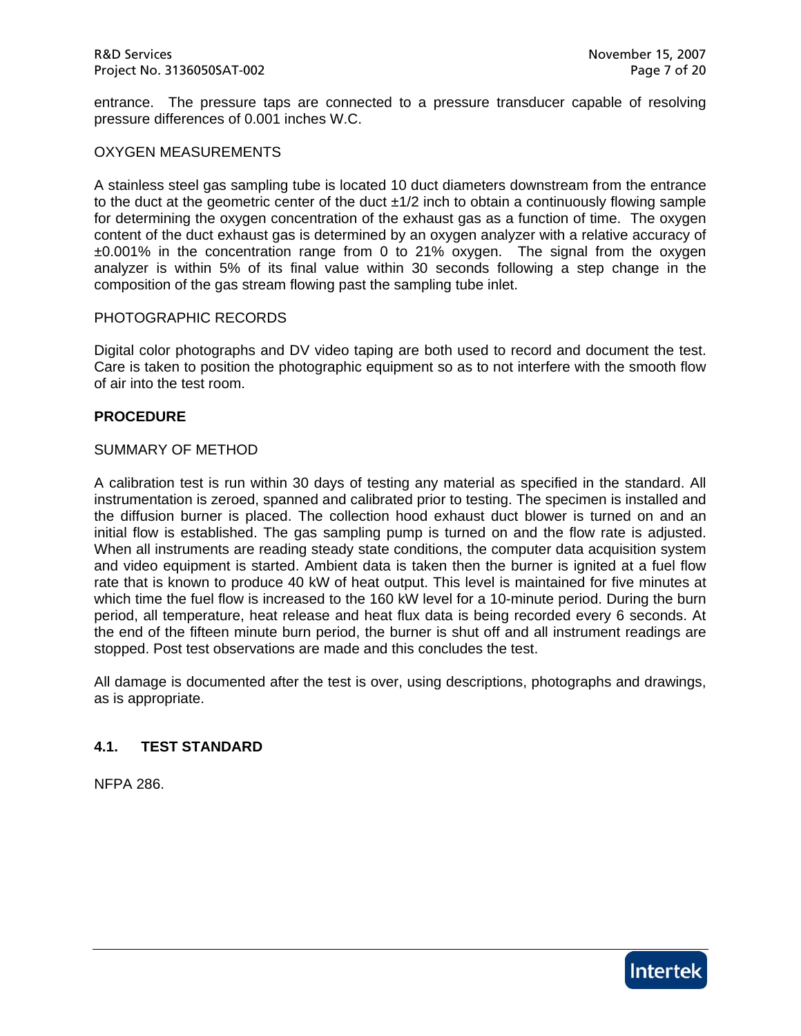entrance. The pressure taps are connected to a pressure transducer capable of resolving pressure differences of 0.001 inches W.C.

OXYGEN MEASUREMENTS

A stainless steel gas sampling tube is located 10 duct diameters downstream from the entrance to the duct at the geometric center of the duct ±1/2 inch to obtain a continuously flowing sample for determining the oxygen concentration of the exhaust gas as a function of time. The oxygen content of the duct exhaust gas is determined by an oxygen analyzer with a relative accuracy of ±0.001% in the concentration range from 0 to 21% oxygen. The signal from the oxygen analyzer is within 5% of its final value within 30 seconds following a step change in the composition of the gas stream flowing past the sampling tube inlet.

PHOTOGRAPHIC RECORDS

Digital color photographs and DV video taping are both used to record and document the test. Care is taken to position the photographic equipment so as to not interfere with the smooth flow of air into the test room.

**PROCEDURE**

SUMMARY OF METHOD

A calibration test is run within 30 days of testing any material as specified in the standard. All instrumentation is zeroed, spanned and calibrated prior to testing. The specimen is installed and the diffusion burner is placed. The collection hood exhaust duct blower is turned on and an initial flow is established. The gas sampling pump is turned on and the flow rate is adjusted. When all instruments are reading steady state conditions, the computer data acquisition system and video equipment is started. Ambient data is taken then the burner is ignited at a fuel flow rate that is known to produce 40 kW of heat output. This level is maintained for five minutes at which time the fuel flow is increased to the 160 kW level for a 10-minute period. During the burn period, all temperature, heat release and heat flux data is being recorded every 6 seconds. At the end of the fifteen minute burn period, the burner is shut off and all instrument readings are stopped. Post test observations are made and this concludes the test.

All damage is documented after the test is over, using descriptions, photographs and drawings, as is appropriate.

## 4.1. TEST STANDARD

NFPA 286.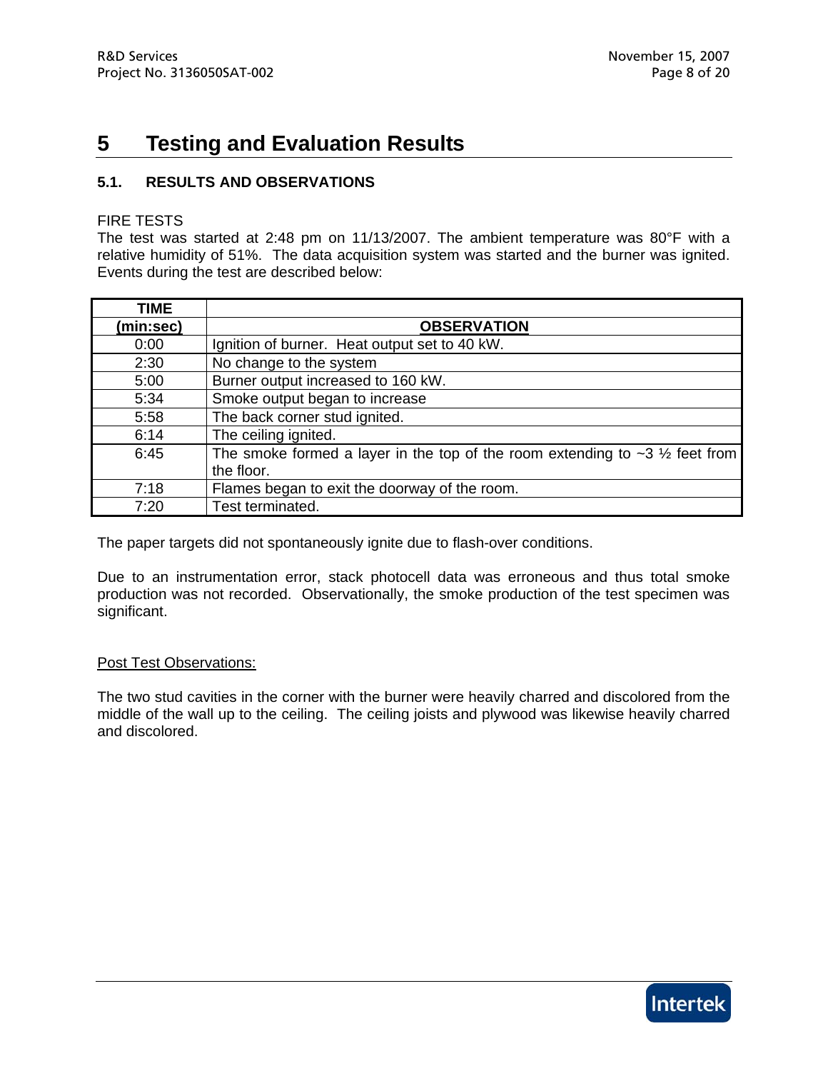# 5 Testing and Evaluation Results

## 5.1. RESULTS AND OBSERVATIONS

FIRE TESTS

The test was started at 2:48 pm on 11/13/2007. The ambient temperature was 80°F with a relative humidity of 51%. The data acquisition system was started and the burner was ignited. Events during the test are described below:

| TIME (min:sec) | OBSERVATION |
|---|---|
| 0:00 | Ignition of burner. Heat output set to 40 kW. |
| 2:30 | No change to the system |
| 5:00 | Burner output increased to 160 kW. |
| 5:34 | Smoke output began to increase |
| 5:58 | The back corner stud ignited. |
| 6:14 | The ceiling ignited. |
| 6:45 | The smoke formed a layer in the top of the room extending to ~3 ½ feet from the floor. |
| 7:18 | Flames began to exit the doorway of the room. |
| 7:20 | Test terminated. |

The paper targets did not spontaneously ignite due to flash-over conditions.

Due to an instrumentation error, stack photocell data was erroneous and thus total smoke production was not recorded. Observationally, the smoke production of the test specimen was significant.

Post Test Observations:

The two stud cavities in the corner with the burner were heavily charred and discolored from the middle of the wall up to the ceiling. The ceiling joists and plywood was likewise heavily charred and discolored.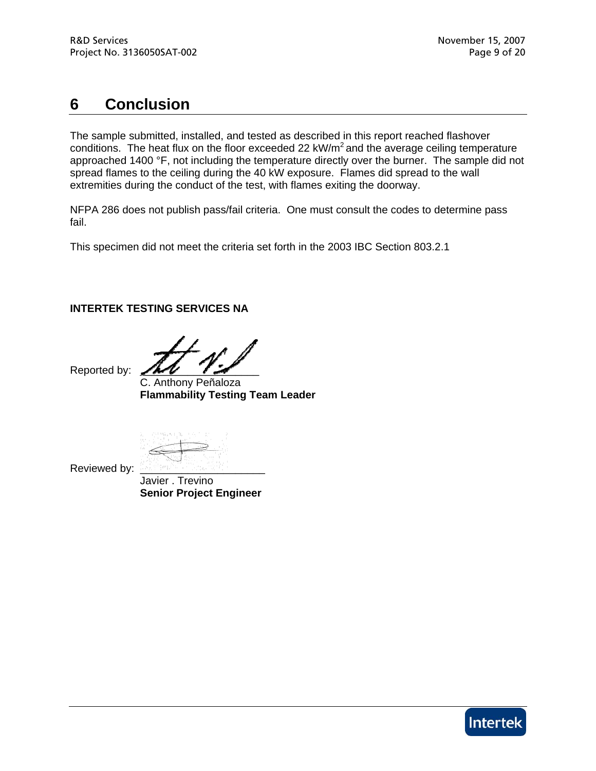# 6 Conclusion

The sample submitted, installed, and tested as described in this report reached flashover conditions. The heat flux on the floor exceeded 22 $kW/m^2$ and the average ceiling temperature approached 1400 °F, not including the temperature directly over the burner. The sample did not spread flames to the ceiling during the 40 kW exposure. Flames did spread to the wall extremities during the conduct of the test, with flames exiting the doorway.

NFPA 286 does not publish pass/fail criteria. One must consult the codes to determine pass fail.

This specimen did not meet the criteria set forth in the 2003 IBC Section 803.2.1

**INTERTEK TESTING SERVICES NA**

Reported by: ____________________
C. Anthony Peñaloza
**Flammability Testing Team Leader**

Reviewed by: ____________________
Javier . Trevino
**Senior Project Engineer**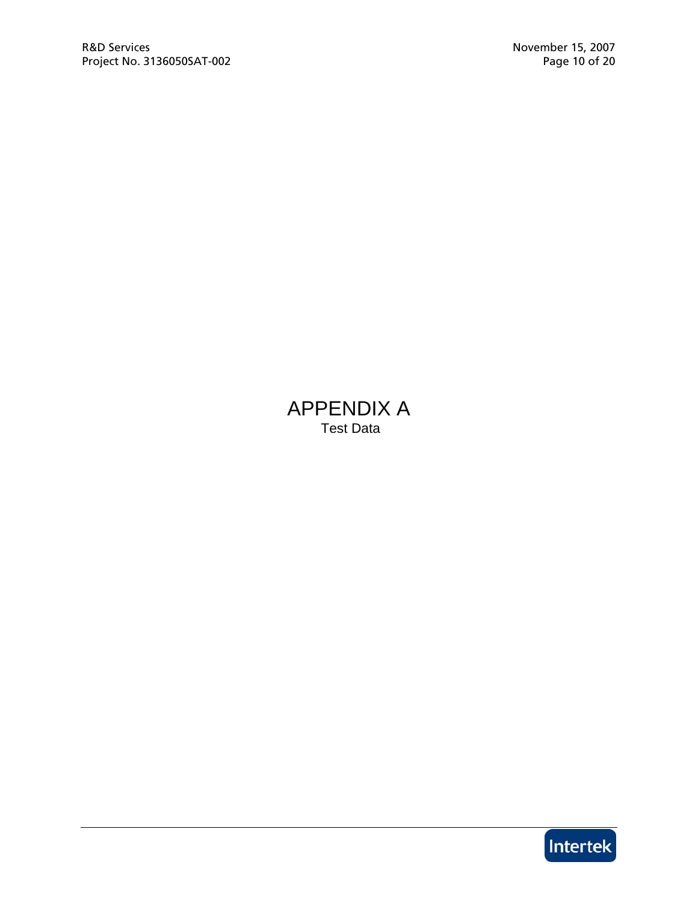# APPENDIX A

Test Data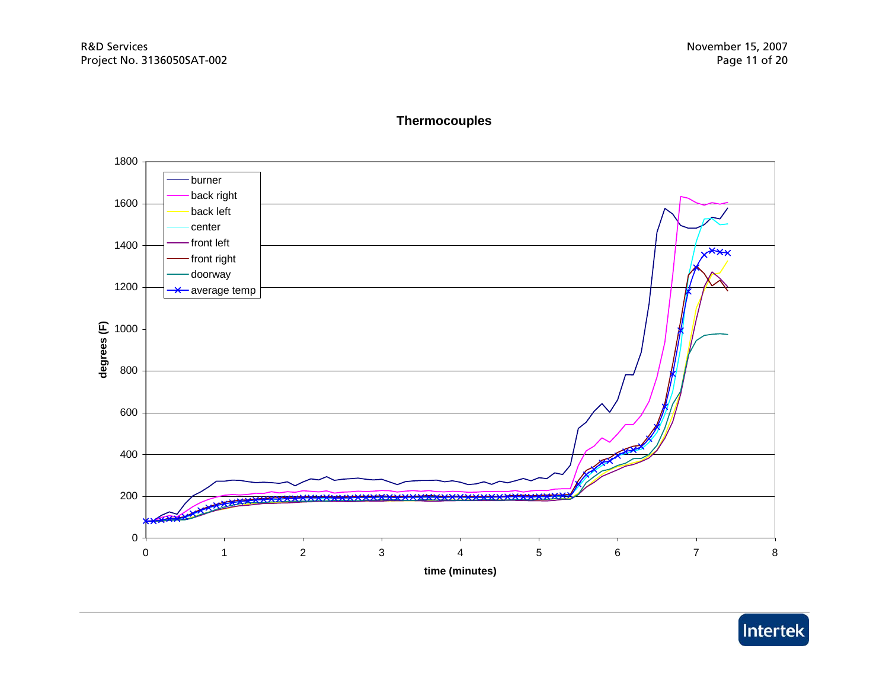**Thermocouples**

degrees (F) vs. time (minutes)

Legend: burner, back right, back left, center, front left, front right, doorway, average temp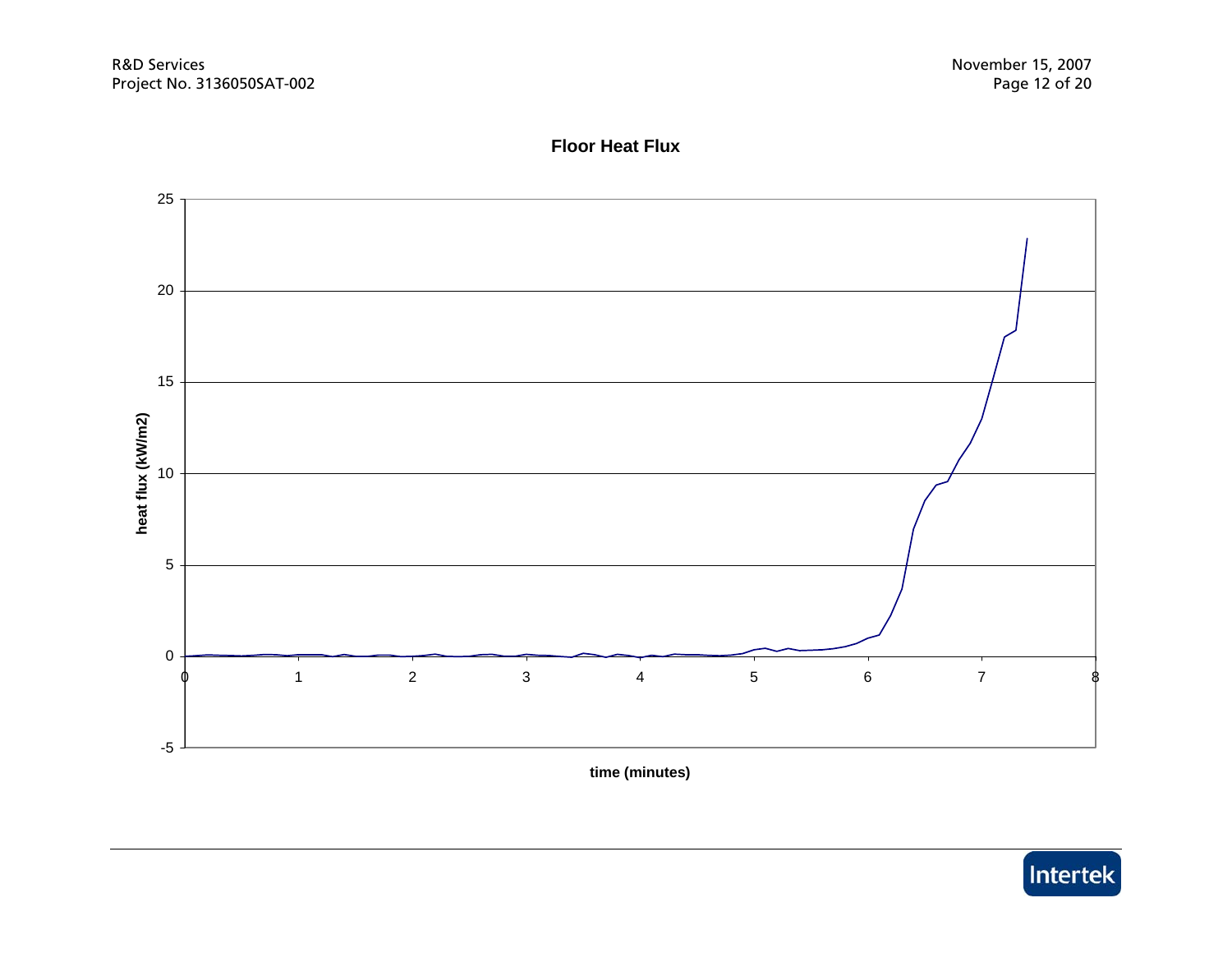**Floor Heat Flux**

heat flux (kW/m2)

time (minutes)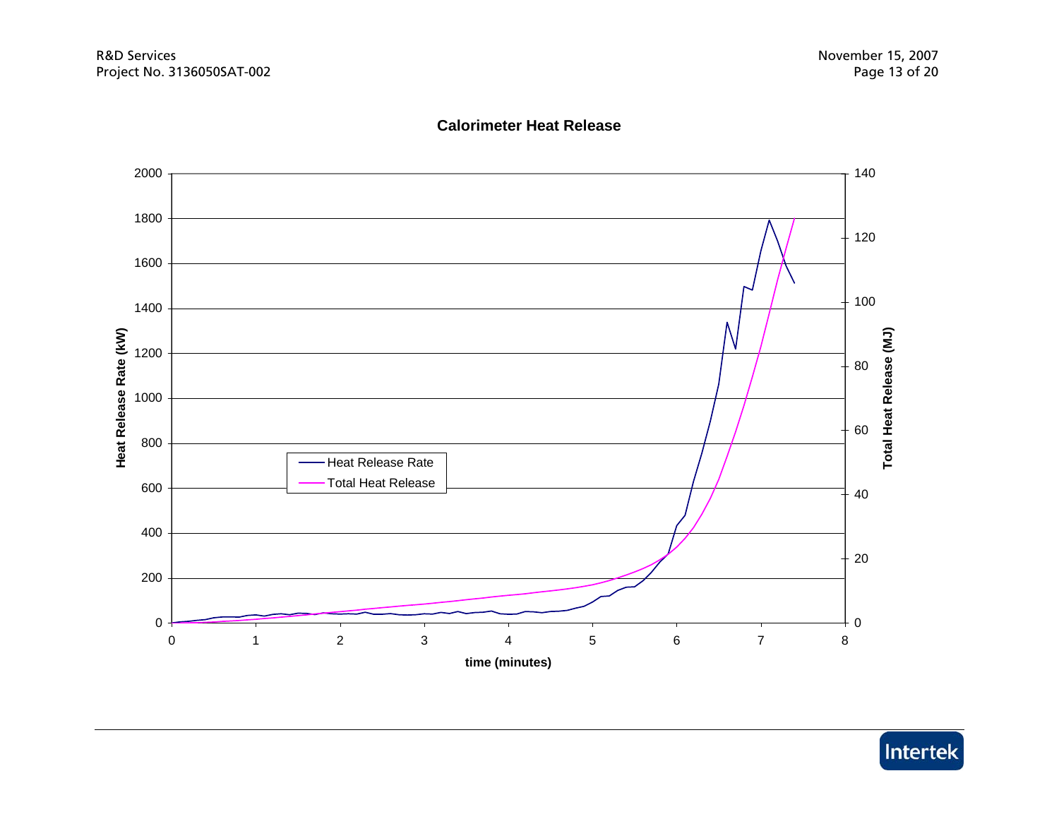**Calorimeter Heat Release**

Heat Release Rate (kW) — left axis: 0, 200, 400, 600, 800, 1000, 1200, 1400, 1600, 1800, 2000

Total Heat Release (MJ) — right axis: 0, 20, 40, 60, 80, 100, 120, 140

time (minutes): 0, 1, 2, 3, 4, 5, 6, 7, 8

Legend: Heat Release Rate; Total Heat Release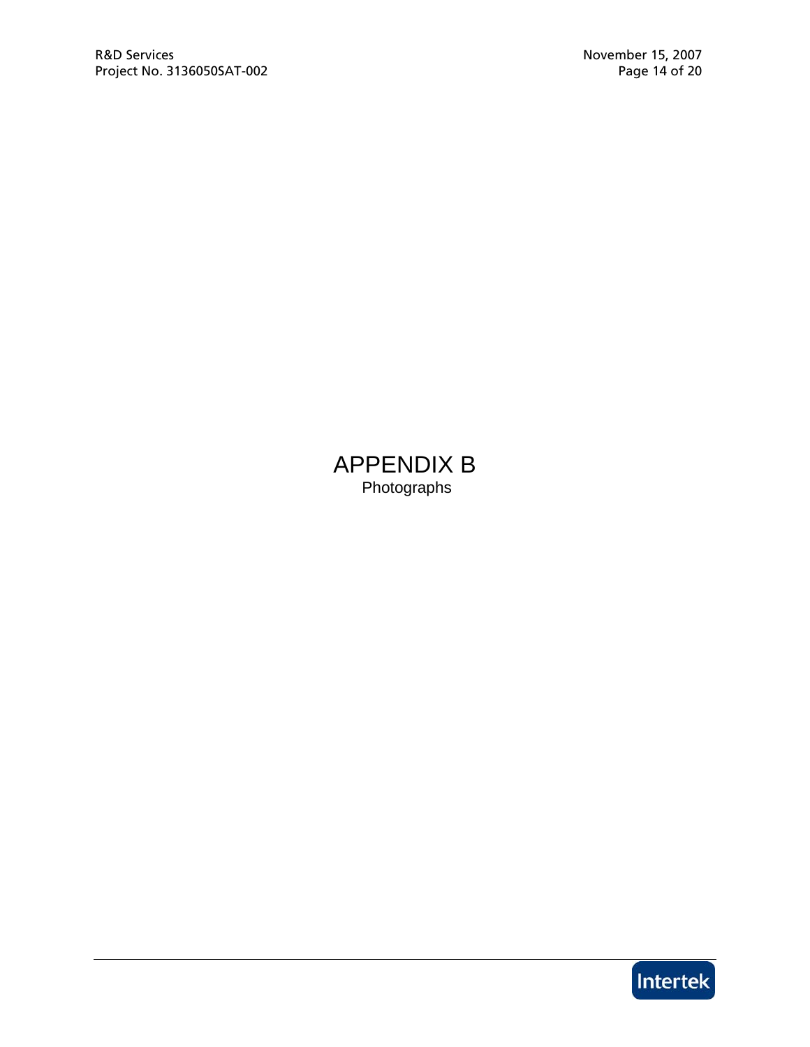# APPENDIX B

Photographs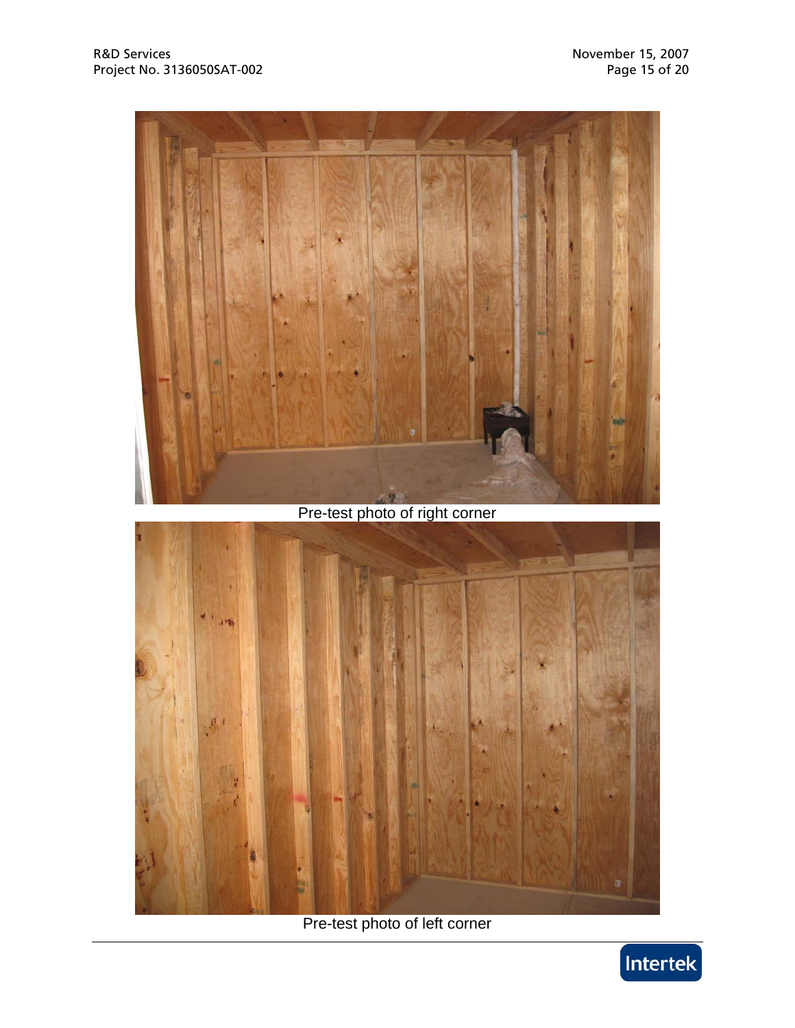Pre-test photo of right corner

Pre-test photo of left corner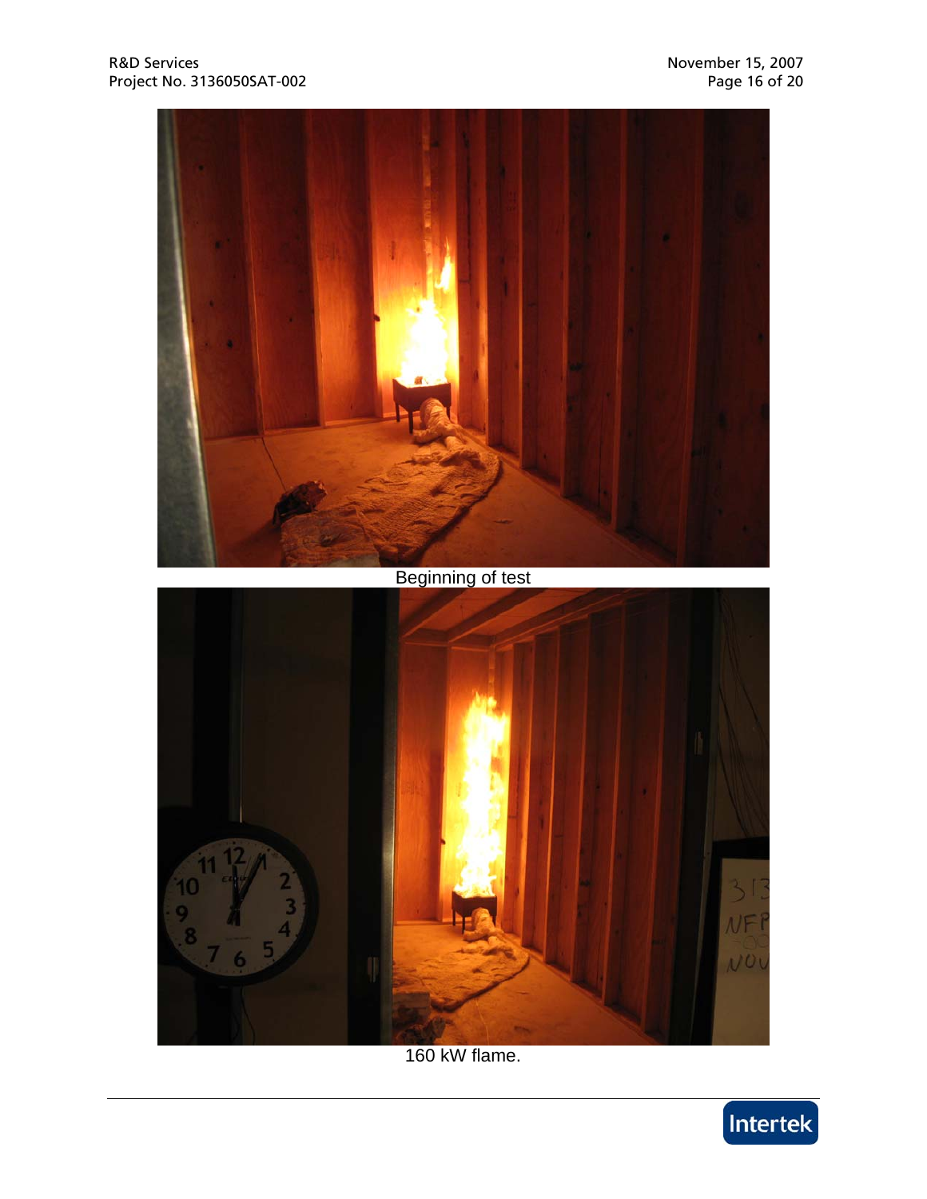Beginning of test

160 kW flame.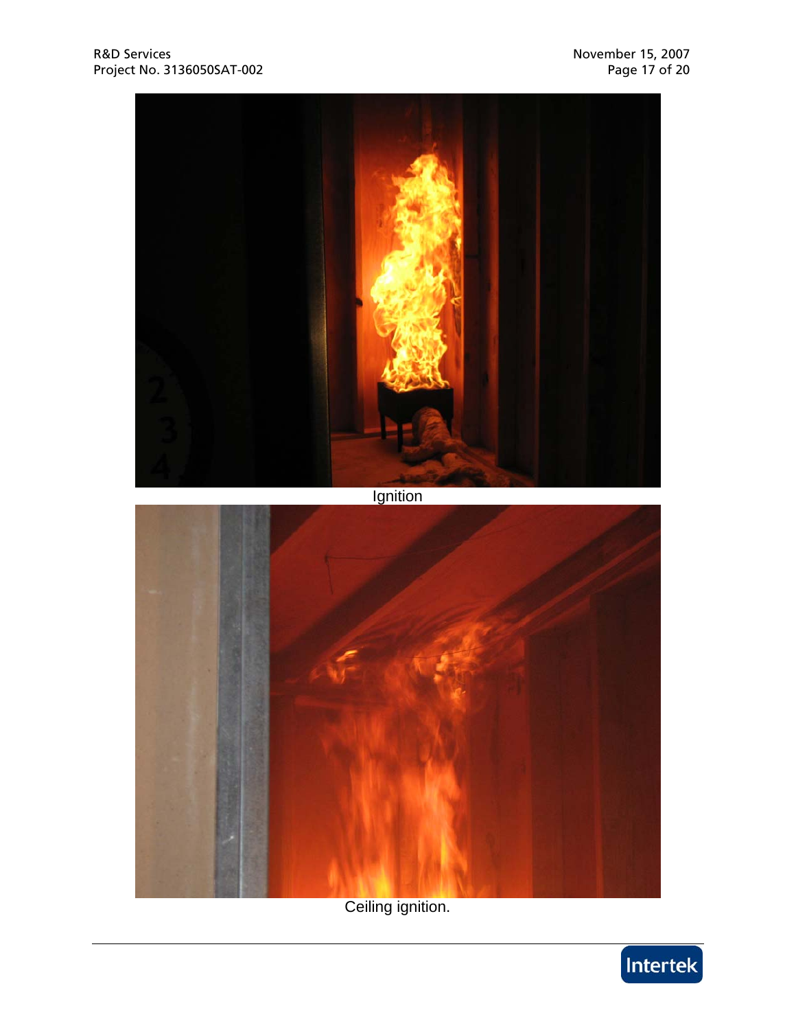Ignition

Ceiling ignition.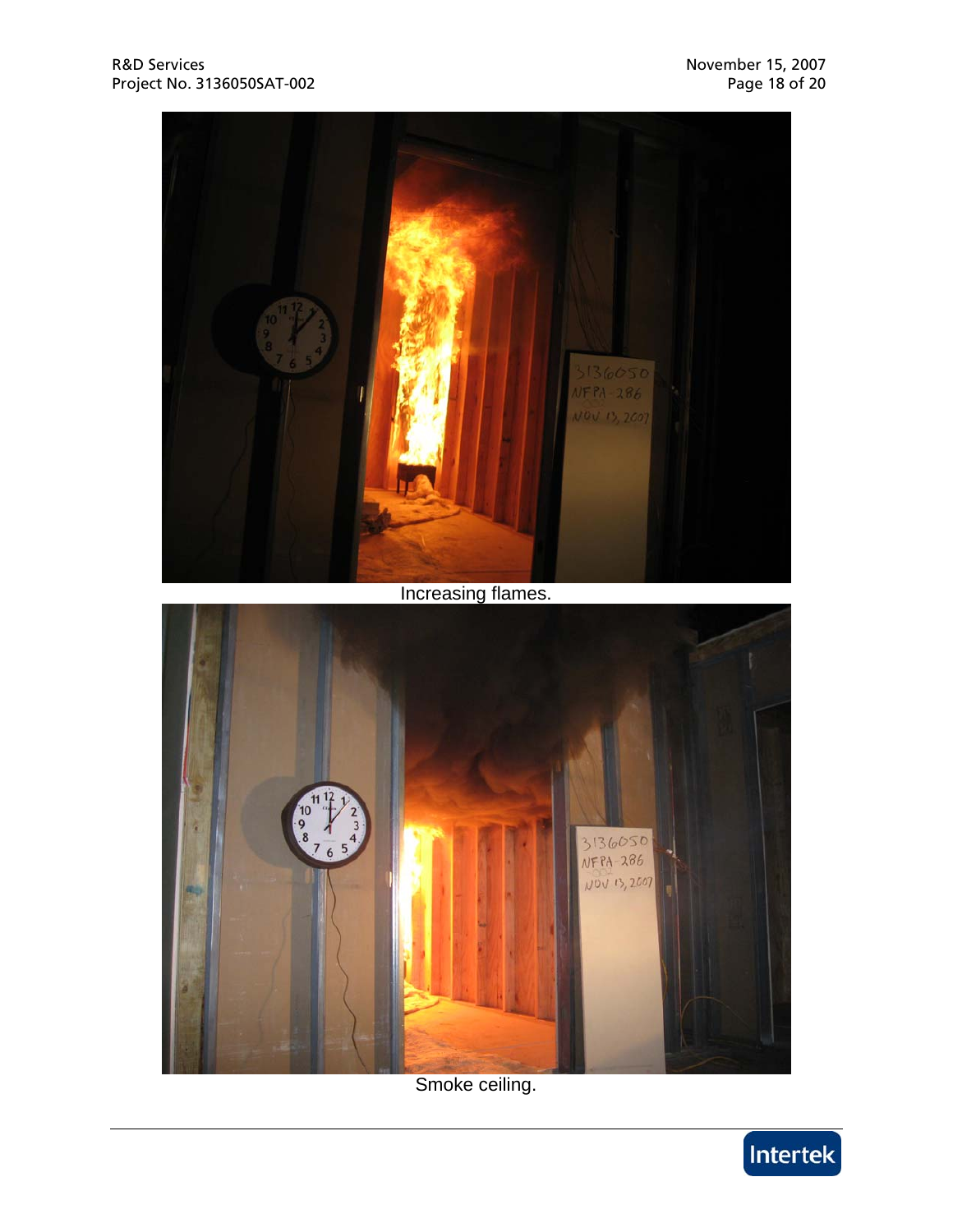Increasing flames.

Smoke ceiling.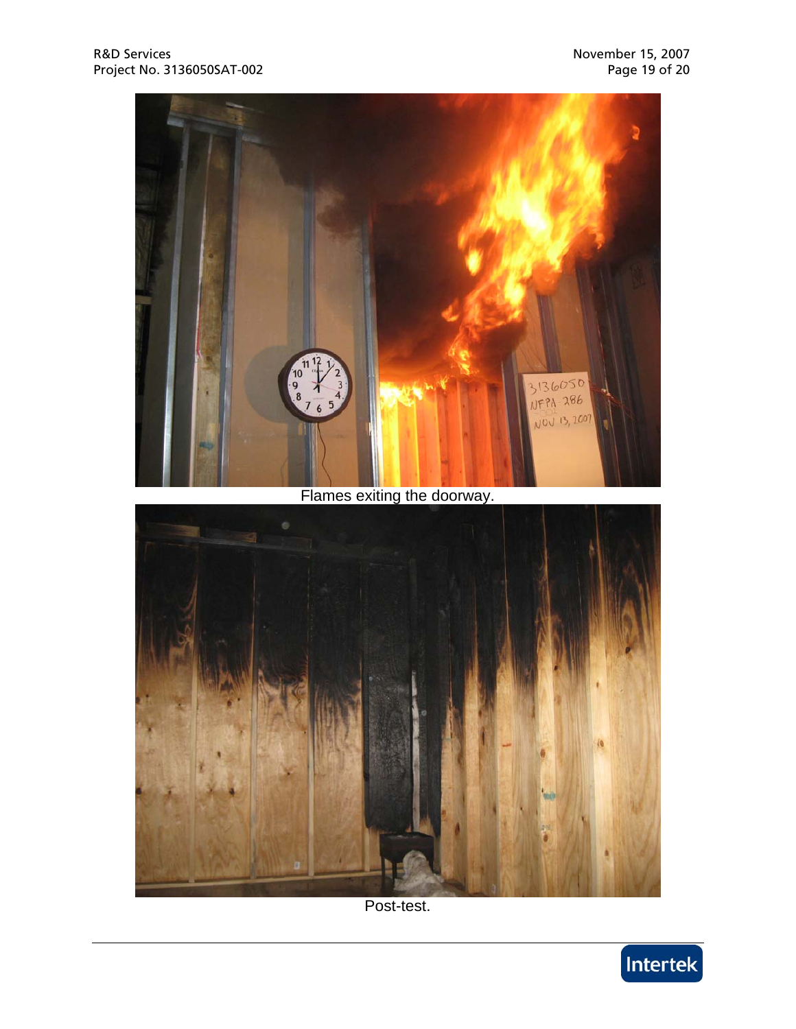Flames exiting the doorway.

Post-test.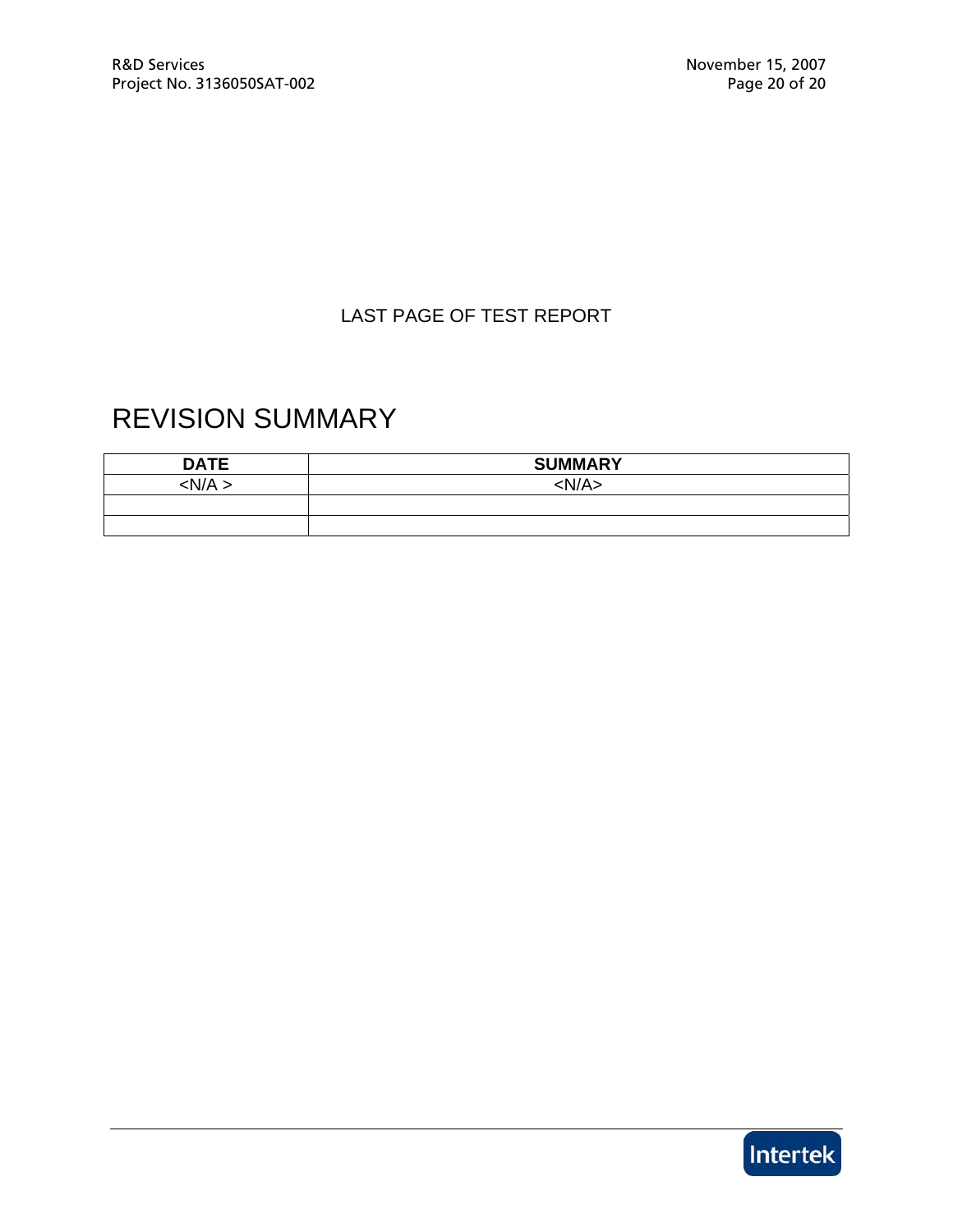LAST PAGE OF TEST REPORT

# REVISION SUMMARY

| DATE | SUMMARY |
| --- | --- |
| <N/A > | <N/A> |
| | |
| | |